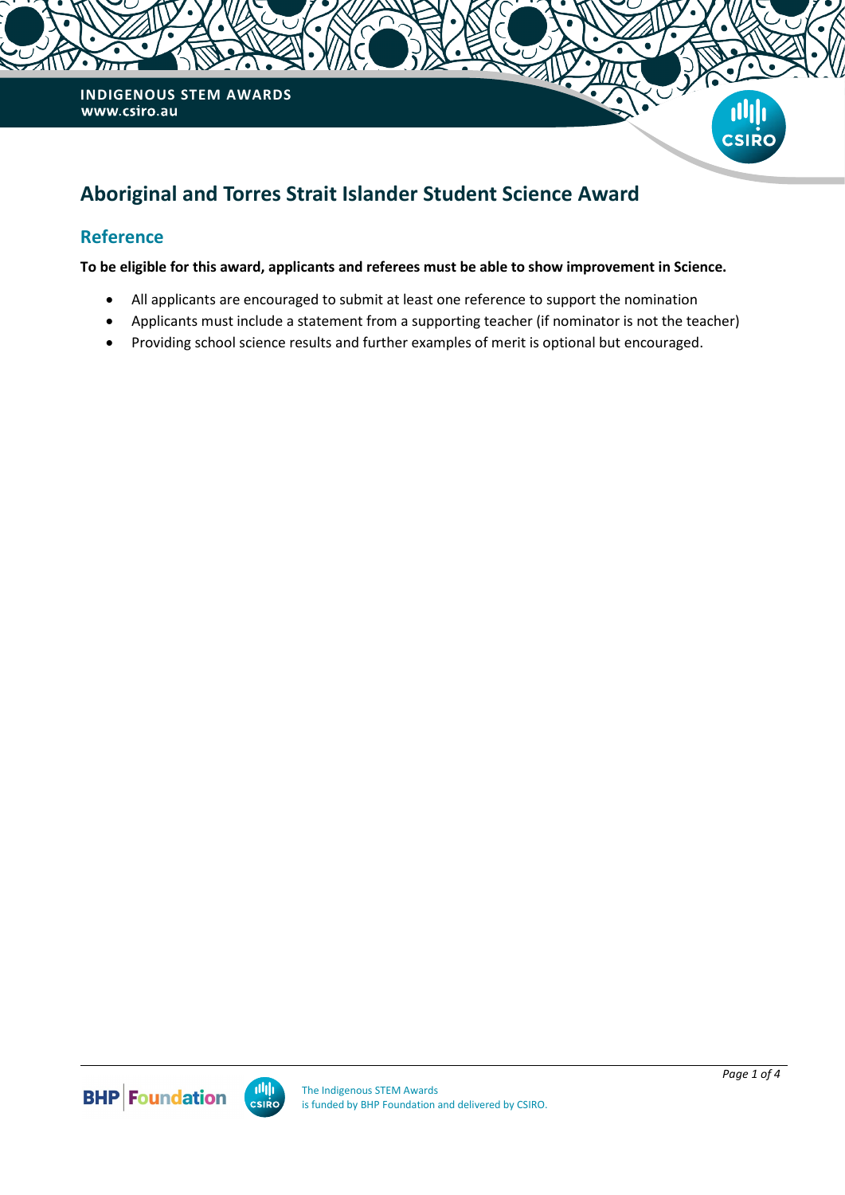INDIGENOUS STEM AWARDS
www.csiro.au

# Aboriginal and Torres Strait Islander Student Science Award

## Reference

**To be eligible for this award, applicants and referees must be able to show improvement in Science.**

- All applicants are encouraged to submit at least one reference to support the nomination
- Applicants must include a statement from a supporting teacher (if nominator is not the teacher)
- Providing school science results and further examples of merit is optional but encouraged.

The Indigenous STEM Awards is funded by BHP Foundation and delivered by CSIRO.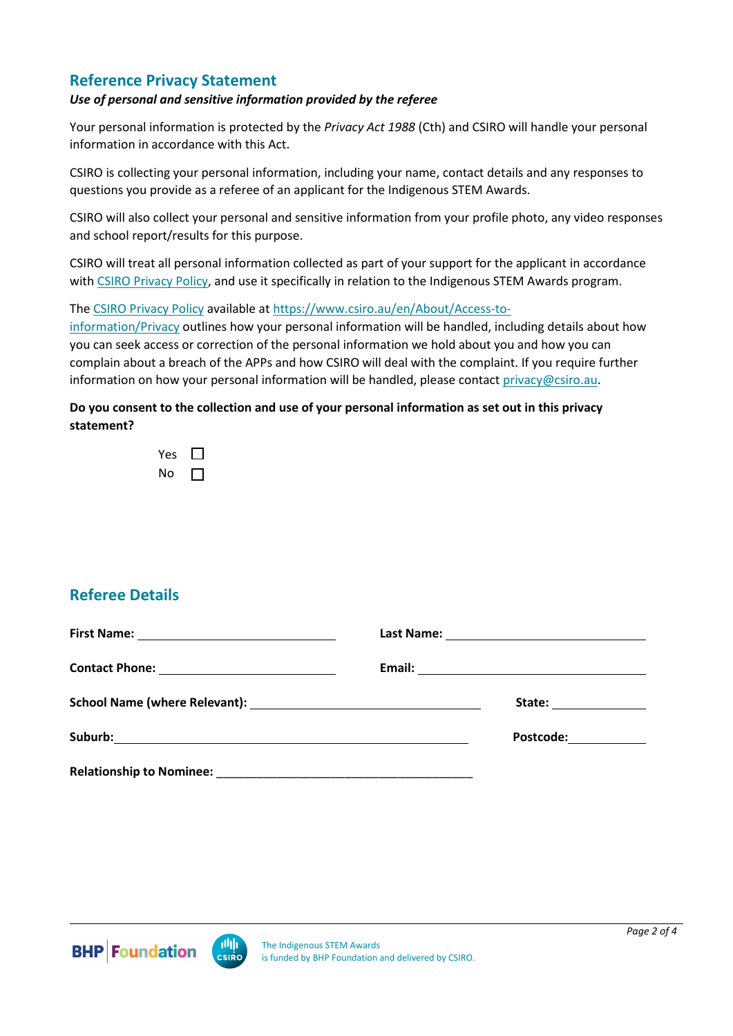## Reference Privacy Statement

***Use of personal and sensitive information provided by the referee***

Your personal information is protected by the *Privacy Act 1988* (Cth) and CSIRO will handle your personal information in accordance with this Act.

CSIRO is collecting your personal information, including your name, contact details and any responses to questions you provide as a referee of an applicant for the Indigenous STEM Awards.

CSIRO will also collect your personal and sensitive information from your profile photo, any video responses and school report/results for this purpose.

CSIRO will treat all personal information collected as part of your support for the applicant in accordance with [CSIRO Privacy Policy](https://www.csiro.au/en/About/Access-to-information/Privacy), and use it specifically in relation to the Indigenous STEM Awards program.

The [CSIRO Privacy Policy](https://www.csiro.au/en/About/Access-to-information/Privacy) available at [https://www.csiro.au/en/About/Access-to-information/Privacy](https://www.csiro.au/en/About/Access-to-information/Privacy) outlines how your personal information will be handled, including details about how you can seek access or correction of the personal information we hold about you and how you can complain about a breach of the APPs and how CSIRO will deal with the complaint. If you require further information on how your personal information will be handled, please contact [privacy@csiro.au](mailto:privacy@csiro.au).

**Do you consent to the collection and use of your personal information as set out in this privacy statement?**

Yes ☐
No ☐

## Referee Details

**First Name:** ______________________ **Last Name:** ______________________

**Contact Phone:** ______________________ **Email:** ______________________

**School Name (where Relevant):** ______________________ **State:** __________

**Suburb:** ______________________ **Postcode:** __________

**Relationship to Nominee:** ______________________

The Indigenous STEM Awards is funded by BHP Foundation and delivered by CSIRO.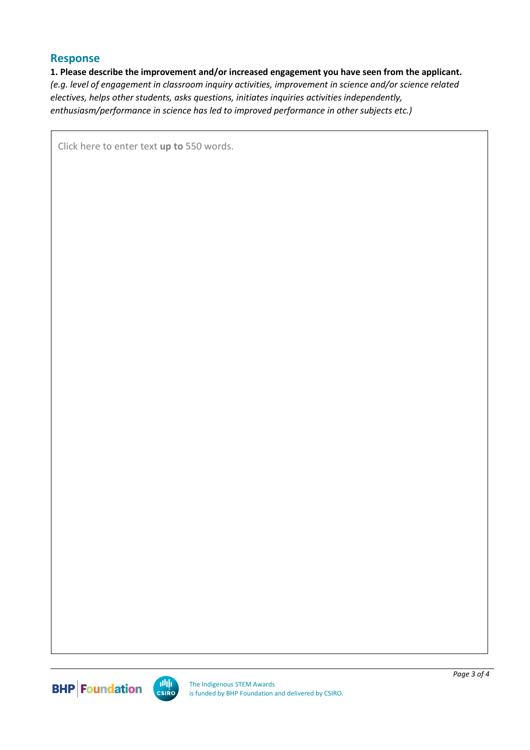## Response

**1. Please describe the improvement and/or increased engagement you have seen from the applicant.**
*(e.g. level of engagement in classroom inquiry activities, improvement in science and/or science related electives, helps other students, asks questions, initiates inquiries activities independently, enthusiasm/performance in science has led to improved performance in other subjects etc.)*

| Click here to enter text **up to** 550 words. |
|---|

The Indigenous STEM Awards is funded by BHP Foundation and delivered by CSIRO.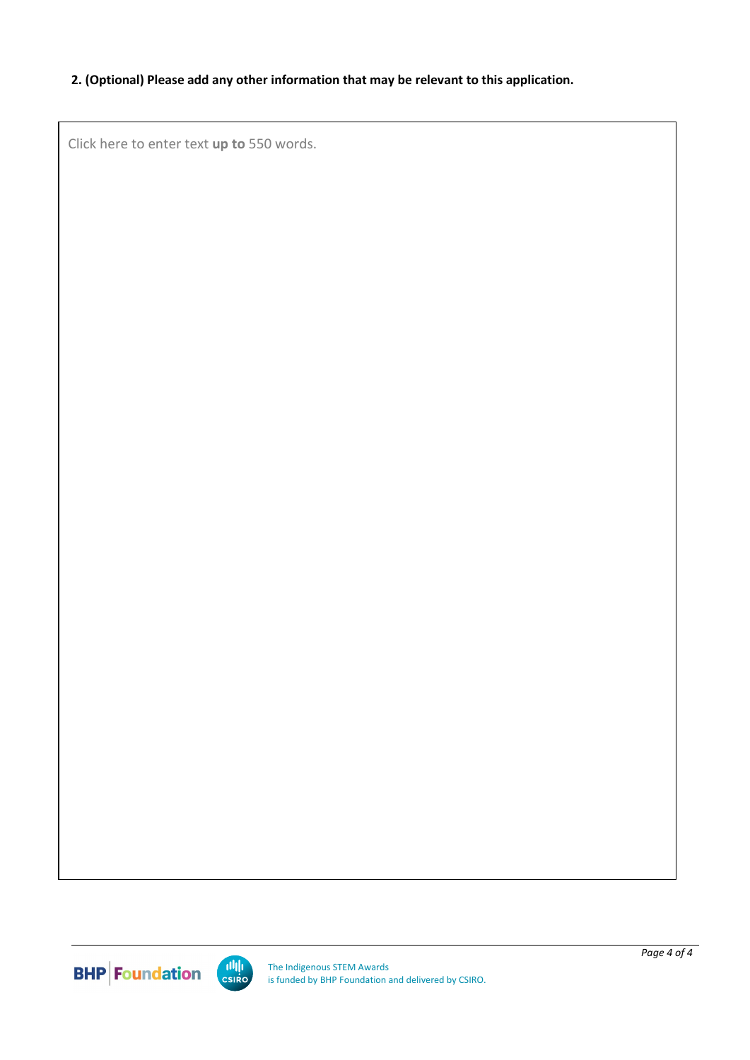**2. (Optional) Please add any other information that may be relevant to this application.**

Click here to enter text **up to** 550 words.

The Indigenous STEM Awards
is funded by BHP Foundation and delivered by CSIRO.